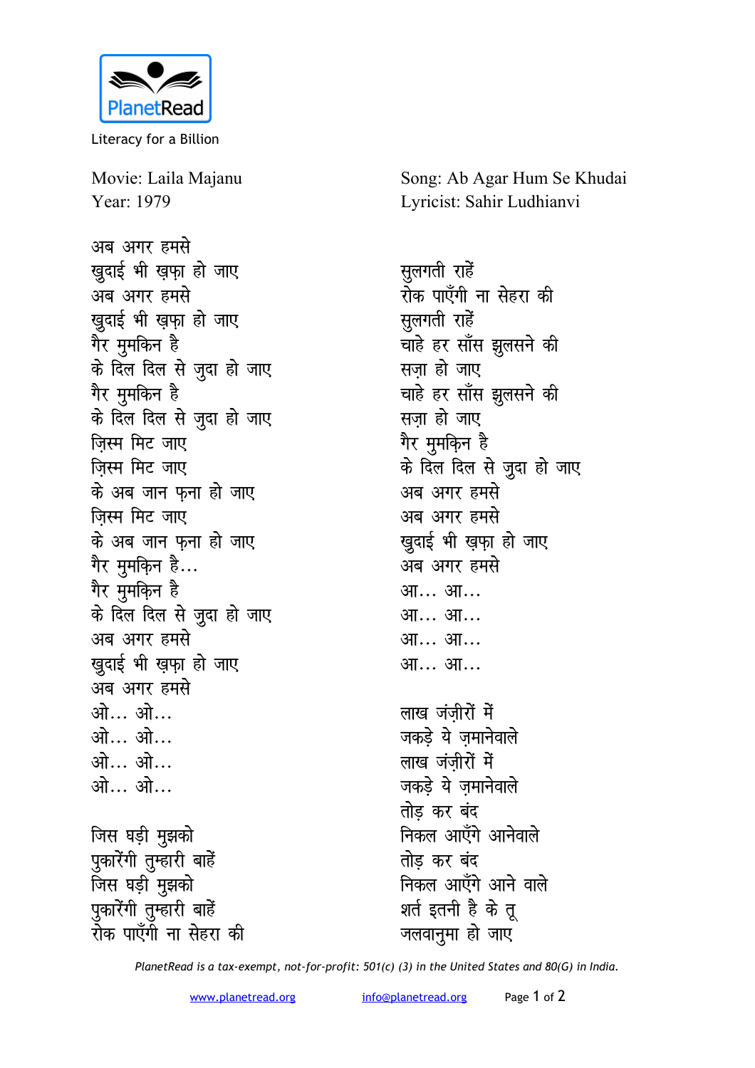PlanetRead

Literacy for a Billion

Movie: Laila Majanu
Year: 1979

Song: Ab Agar Hum Se Khudai
Lyricist: Sahir Ludhianvi

अब अगर हमसे
खुदाई भी ख़फ़ा हो जाए
अब अगर हमसे
खुदाई भी ख़फ़ा हो जाए
गैर मुमकिन है
के दिल दिल से जुदा हो जाए
गैर मुमकिन है
के दिल दिल से जुदा हो जाए
ज़िस्म मिट जाए
ज़िस्म मिट जाए
के अब जान फ़ना हो जाए
ज़िस्म मिट जाए
के अब जान फ़ना हो जाए
गैर मुमकिन है...
गैर मुमकिन है
के दिल दिल से जुदा हो जाए
अब अगर हमसे
खुदाई भी ख़फ़ा हो जाए
अब अगर हमसे
ओ... ओ...
ओ... ओ...
ओ... ओ...
ओ... ओ...

जिस घड़ी मुझको
पुकारेंगी तुम्हारी बाहें
जिस घड़ी मुझको
पुकारेंगी तुम्हारी बाहें
रोक पाएँगी ना सेहरा की
सुलगती राहें
रोक पाएँगी ना सेहरा की
सुलगती राहें
चाहे हर साँस झुलसने की
सज़ा हो जाए
चाहे हर साँस झुलसने की
सज़ा हो जाए
गैर मुमकिन है
के दिल दिल से जुदा हो जाए
अब अगर हमसे
अब अगर हमसे
खुदाई भी ख़फ़ा हो जाए
अब अगर हमसे
आ... आ...
आ... आ...
आ... आ...
आ... आ...

लाख जंज़ीरों में
जकड़े ये ज़मानेवाले
लाख जंज़ीरों में
जकड़े ये ज़मानेवाले
तोड़ कर बंद
निकल आएँगे आनेवाले
तोड़ कर बंद
निकल आएँगे आने वाले
शर्त इतनी है के तू
जलवानुमा हो जाए

*PlanetRead is a tax-exempt, not-for-profit: 501(c) (3) in the United States and 80(G) in India.*

www.planetread.org info@planetread.org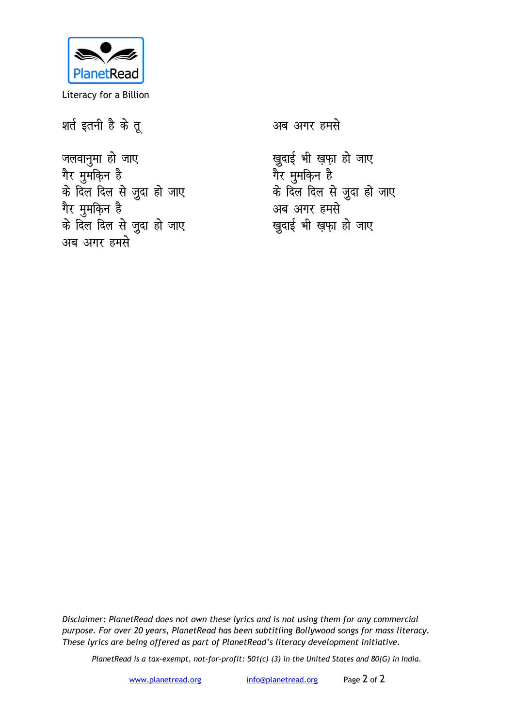PlanetRead

Literacy for a Billion

शर्त इतनी है के तू

जलवानुमा हो जाए
गैर मुमकिन है
के दिल दिल से जुदा हो जाए
गैर मुमकिन है
के दिल दिल से जुदा हो जाए
अब अगर हमसे

अब अगर हमसे

ख़ुदाई भी ख़फ़ा हो जाए
गैर मुमकिन है
के दिल दिल से जुदा हो जाए
अब अगर हमसे
ख़ुदाई भी ख़फ़ा हो जाए

*Disclaimer: PlanetRead does not own these lyrics and is not using them for any commercial purpose. For over 20 years, PlanetRead has been subtitling Bollywood songs for mass literacy. These lyrics are being offered as part of PlanetRead's literacy development initiative.*

*PlanetRead is a tax-exempt, not-for-profit: 501(c) (3) in the United States and 80(G) in India.*

www.planetread.org info@planetread.org